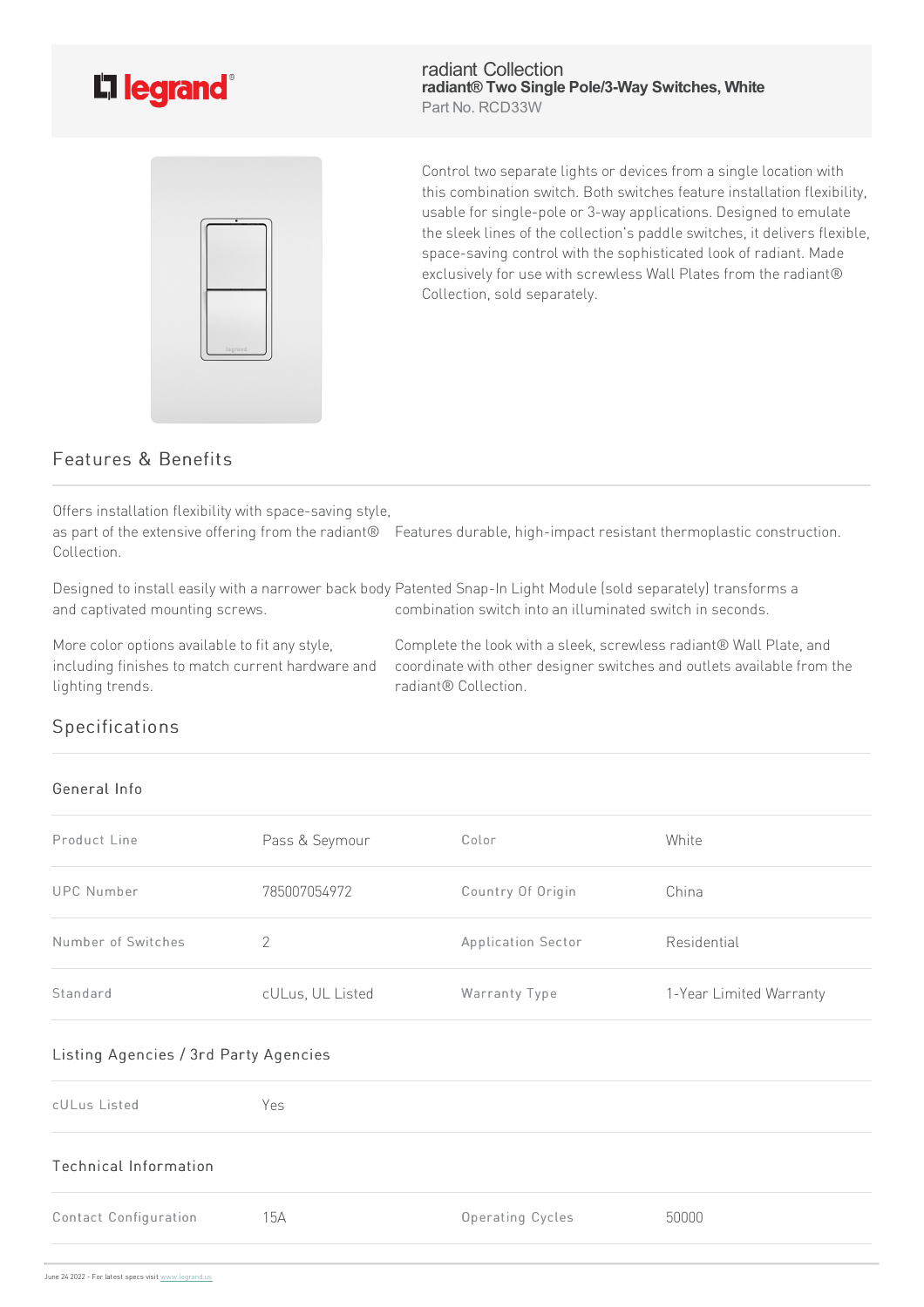# radiant Collection

**radiant® Two Single Pole/3-Way Switches, White**

Part No. RCD33W

Control two separate lights or devices from a single location with this combination switch. Both switches feature installation flexibility, usable for single-pole or 3-way applications. Designed to emulate the sleek lines of the collection's paddle switches, it delivers flexible, space-saving control with the sophisticated look of radiant. Made exclusively for use with screwless Wall Plates from the radiant® Collection, sold separately.

## Features & Benefits

Offers installation flexibility with space-saving style, as part of the extensive offering from the radiant® Collection.

Features durable, high-impact resistant thermoplastic construction.

Designed to install easily with a narrower back body and captivated mounting screws.

Patented Snap-In Light Module (sold separately) transforms a combination switch into an illuminated switch in seconds.

More color options available to fit any style, including finishes to match current hardware and lighting trends.

Complete the look with a sleek, screwless radiant® Wall Plate, and coordinate with other designer switches and outlets available from the radiant® Collection.

## Specifications

### General Info

| Product Line | Pass & Seymour | Color | White |
|---|---|---|---|
| UPC Number | 785007054972 | Country Of Origin | China |
| Number of Switches | 2 | Application Sector | Residential |
| Standard | cULus, UL Listed | Warranty Type | 1-Year Limited Warranty |

### Listing Agencies / 3rd Party Agencies

| cULus Listed | Yes |
|---|---|

### Technical Information

| Contact Configuration | 15A | Operating Cycles | 50000 |
|---|---|---|---|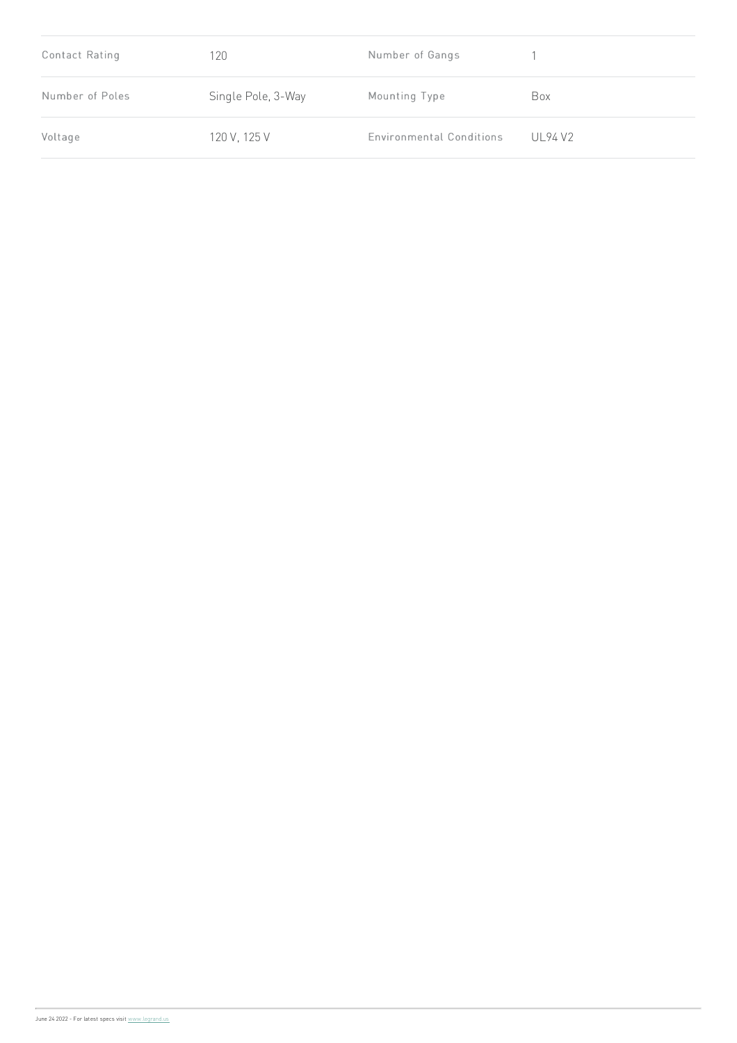| | | | |
|---|---|---|---|
| Contact Rating | 120 | Number of Gangs | 1 |
| Number of Poles | Single Pole, 3-Way | Mounting Type | Box |
| Voltage | 120 V, 125 V | Environmental Conditions | UL94 V2 |